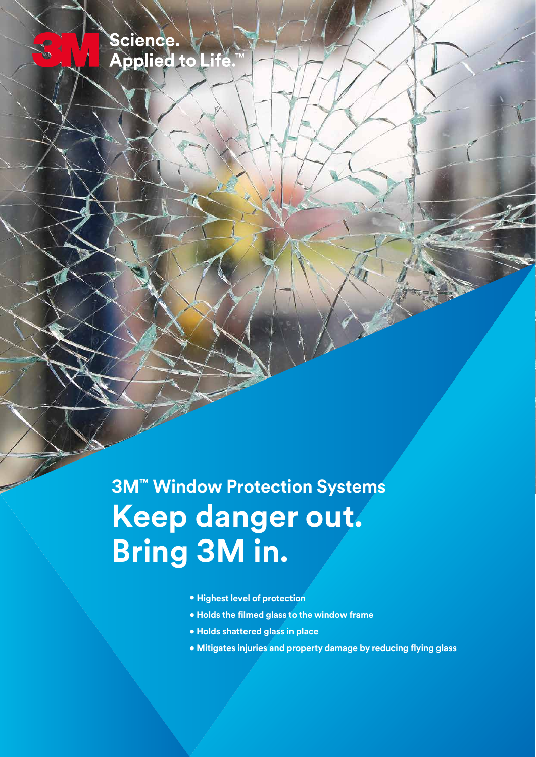3M Science. Applied to Life.™

## 3M™ Window Protection Systems

# Keep danger out. Bring 3M in.

- **Highest level of protection**
- **Holds the filmed glass to the window frame**
- **Holds shattered glass in place**
- **Mitigates injuries and property damage by reducing flying glass**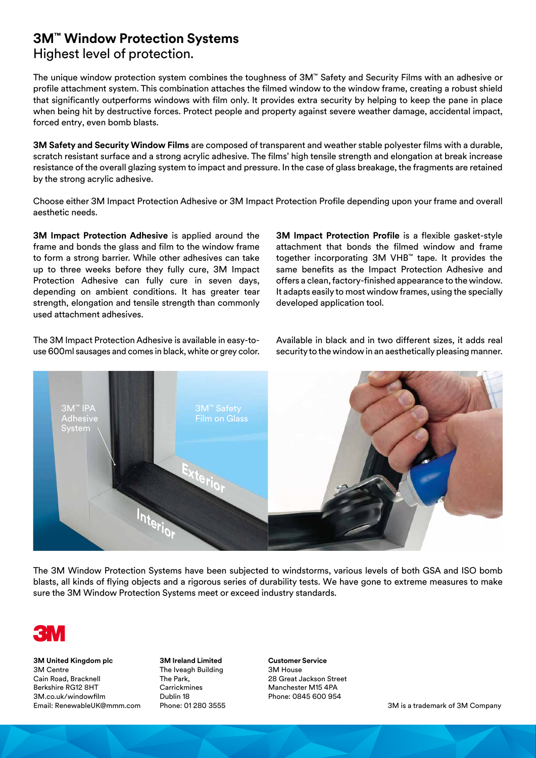# 3M™ Window Protection Systems

Highest level of protection.

The unique window protection system combines the toughness of 3M™ Safety and Security Films with an adhesive or profile attachment system. This combination attaches the filmed window to the window frame, creating a robust shield that significantly outperforms windows with film only. It provides extra security by helping to keep the pane in place when being hit by destructive forces. Protect people and property against severe weather damage, accidental impact, forced entry, even bomb blasts.

**3M Safety and Security Window Films** are composed of transparent and weather stable polyester films with a durable, scratch resistant surface and a strong acrylic adhesive. The films' high tensile strength and elongation at break increase resistance of the overall glazing system to impact and pressure. In the case of glass breakage, the fragments are retained by the strong acrylic adhesive.

Choose either 3M Impact Protection Adhesive or 3M Impact Protection Profile depending upon your frame and overall aesthetic needs.

**3M Impact Protection Adhesive** is applied around the frame and bonds the glass and film to the window frame to form a strong barrier. While other adhesives can take up to three weeks before they fully cure, 3M Impact Protection Adhesive can fully cure in seven days, depending on ambient conditions. It has greater tear strength, elongation and tensile strength than commonly used attachment adhesives.

The 3M Impact Protection Adhesive is available in easy-to-use 600ml sausages and comes in black, white or grey color.

**3M Impact Protection Profile** is a flexible gasket-style attachment that bonds the filmed window and frame together incorporating 3M VHB™ tape. It provides the same benefits as the Impact Protection Adhesive and offers a clean, factory-finished appearance to the window. It adapts easily to most window frames, using the specially developed application tool.

Available in black and in two different sizes, it adds real security to the window in an aesthetically pleasing manner.

3M™ IPA Adhesive System

3M™ Safety Film on Glass

Exterior

Interior

The 3M Window Protection Systems have been subjected to windstorms, various levels of both GSA and ISO bomb blasts, all kinds of flying objects and a rigorous series of durability tests. We have gone to extreme measures to make sure the 3M Window Protection Systems meet or exceed industry standards.

3M

**3M United Kingdom plc**
3M Centre
Cain Road, Bracknell
Berkshire RG12 8HT
3M.co.uk/windowfilm
Email: RenewableUK@mmm.com

**3M Ireland Limited**
The Iveagh Building
The Park,
Carrickmines
Dublin 18
Phone: 01 280 3555

**Customer Service**
3M House
28 Great Jackson Street
Manchester M15 4PA
Phone: 0845 600 954

3M is a trademark of 3M Company